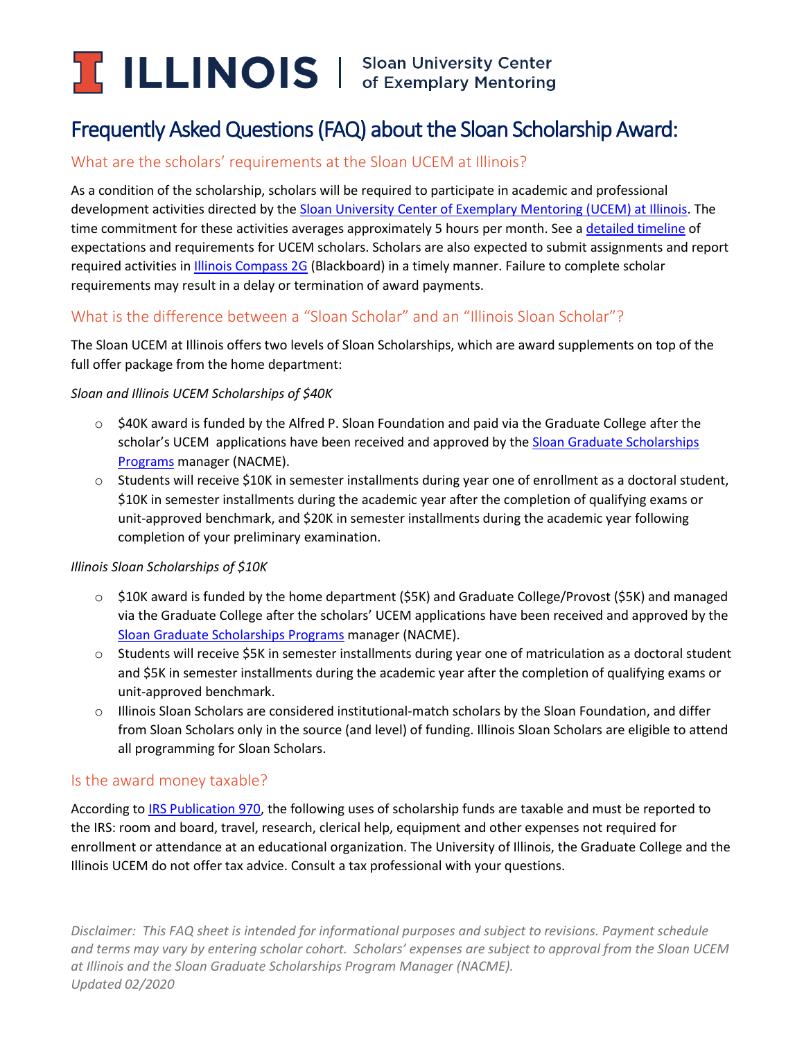# ILLINOIS | Sloan University Center of Exemplary Mentoring

# Frequently Asked Questions (FAQ) about the Sloan Scholarship Award:

## What are the scholars' requirements at the Sloan UCEM at Illinois?

As a condition of the scholarship, scholars will be required to participate in academic and professional development activities directed by the Sloan University Center of Exemplary Mentoring (UCEM) at Illinois. The time commitment for these activities averages approximately 5 hours per month. See a detailed timeline of expectations and requirements for UCEM scholars. Scholars are also expected to submit assignments and report required activities in Illinois Compass 2G (Blackboard) in a timely manner. Failure to complete scholar requirements may result in a delay or termination of award payments.

## What is the difference between a "Sloan Scholar" and an "Illinois Sloan Scholar"?

The Sloan UCEM at Illinois offers two levels of Sloan Scholarships, which are award supplements on top of the full offer package from the home department:

*Sloan and Illinois UCEM Scholarships of $40K*

- $40K award is funded by the Alfred P. Sloan Foundation and paid via the Graduate College after the scholar's UCEM applications have been received and approved by the Sloan Graduate Scholarships Programs manager (NACME).
- Students will receive $10K in semester installments during year one of enrollment as a doctoral student, $10K in semester installments during the academic year after the completion of qualifying exams or unit-approved benchmark, and $20K in semester installments during the academic year following completion of your preliminary examination.

*Illinois Sloan Scholarships of $10K*

- $10K award is funded by the home department ($5K) and Graduate College/Provost ($5K) and managed via the Graduate College after the scholars' UCEM applications have been received and approved by the Sloan Graduate Scholarships Programs manager (NACME).
- Students will receive $5K in semester installments during year one of matriculation as a doctoral student and $5K in semester installments during the academic year after the completion of qualifying exams or unit-approved benchmark.
- Illinois Sloan Scholars are considered institutional-match scholars by the Sloan Foundation, and differ from Sloan Scholars only in the source (and level) of funding. Illinois Sloan Scholars are eligible to attend all programming for Sloan Scholars.

## Is the award money taxable?

According to IRS Publication 970, the following uses of scholarship funds are taxable and must be reported to the IRS: room and board, travel, research, clerical help, equipment and other expenses not required for enrollment or attendance at an educational organization. The University of Illinois, the Graduate College and the Illinois UCEM do not offer tax advice. Consult a tax professional with your questions.

*Disclaimer: This FAQ sheet is intended for informational purposes and subject to revisions. Payment schedule and terms may vary by entering scholar cohort. Scholars' expenses are subject to approval from the Sloan UCEM at Illinois and the Sloan Graduate Scholarships Program Manager (NACME).*
*Updated 02/2020*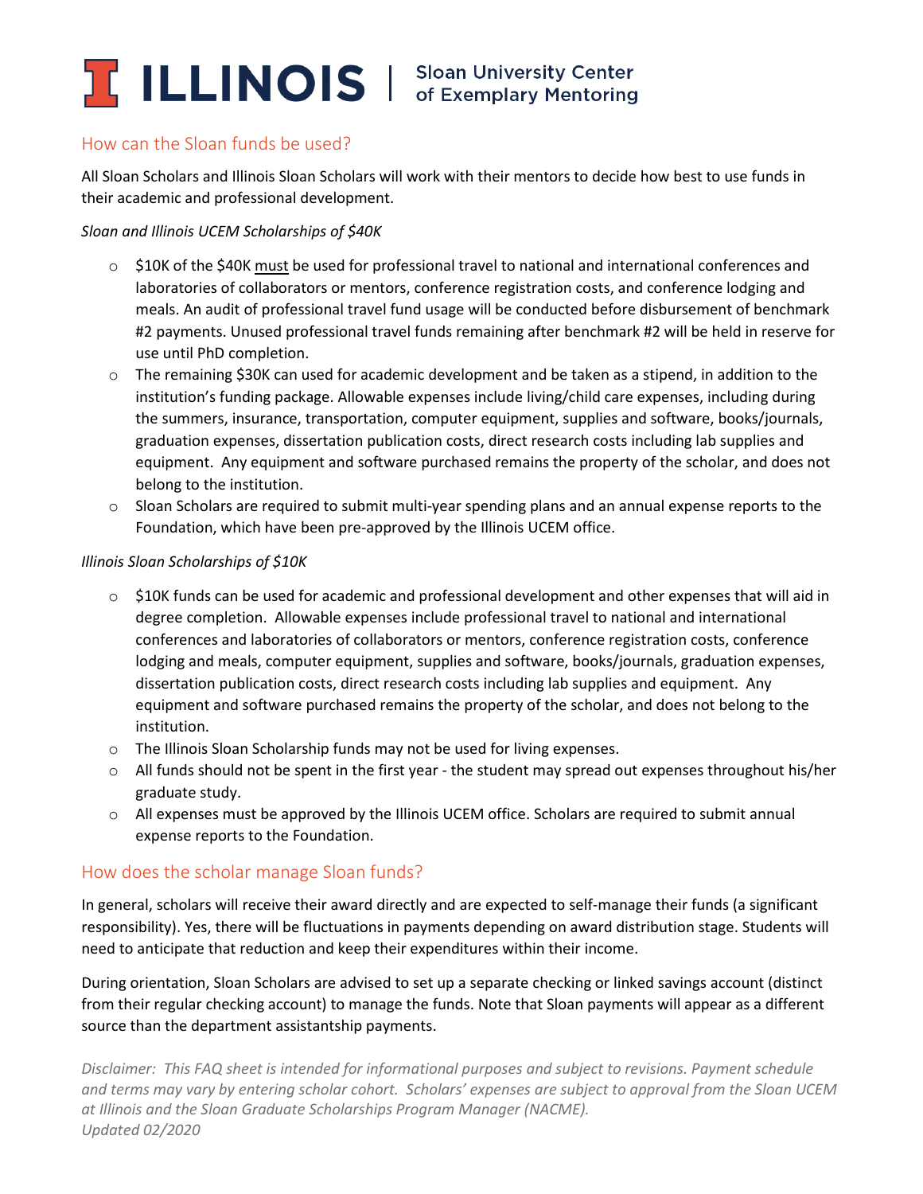## How can the Sloan funds be used?

All Sloan Scholars and Illinois Sloan Scholars will work with their mentors to decide how best to use funds in their academic and professional development.

*Sloan and Illinois UCEM Scholarships of $40K*

- $10K of the $40K <u>must</u> be used for professional travel to national and international conferences and laboratories of collaborators or mentors, conference registration costs, and conference lodging and meals. An audit of professional travel fund usage will be conducted before disbursement of benchmark #2 payments. Unused professional travel funds remaining after benchmark #2 will be held in reserve for use until PhD completion.
- The remaining $30K can used for academic development and be taken as a stipend, in addition to the institution's funding package. Allowable expenses include living/child care expenses, including during the summers, insurance, transportation, computer equipment, supplies and software, books/journals, graduation expenses, dissertation publication costs, direct research costs including lab supplies and equipment. Any equipment and software purchased remains the property of the scholar, and does not belong to the institution.
- Sloan Scholars are required to submit multi-year spending plans and an annual expense reports to the Foundation, which have been pre-approved by the Illinois UCEM office.

*Illinois Sloan Scholarships of $10K*

- $10K funds can be used for academic and professional development and other expenses that will aid in degree completion. Allowable expenses include professional travel to national and international conferences and laboratories of collaborators or mentors, conference registration costs, conference lodging and meals, computer equipment, supplies and software, books/journals, graduation expenses, dissertation publication costs, direct research costs including lab supplies and equipment. Any equipment and software purchased remains the property of the scholar, and does not belong to the institution.
- The Illinois Sloan Scholarship funds may not be used for living expenses.
- All funds should not be spent in the first year - the student may spread out expenses throughout his/her graduate study.
- All expenses must be approved by the Illinois UCEM office. Scholars are required to submit annual expense reports to the Foundation.

## How does the scholar manage Sloan funds?

In general, scholars will receive their award directly and are expected to self-manage their funds (a significant responsibility). Yes, there will be fluctuations in payments depending on award distribution stage. Students will need to anticipate that reduction and keep their expenditures within their income.

During orientation, Sloan Scholars are advised to set up a separate checking or linked savings account (distinct from their regular checking account) to manage the funds. Note that Sloan payments will appear as a different source than the department assistantship payments.

*Disclaimer: This FAQ sheet is intended for informational purposes and subject to revisions. Payment schedule and terms may vary by entering scholar cohort. Scholars' expenses are subject to approval from the Sloan UCEM at Illinois and the Sloan Graduate Scholarships Program Manager (NACME).*
*Updated 02/2020*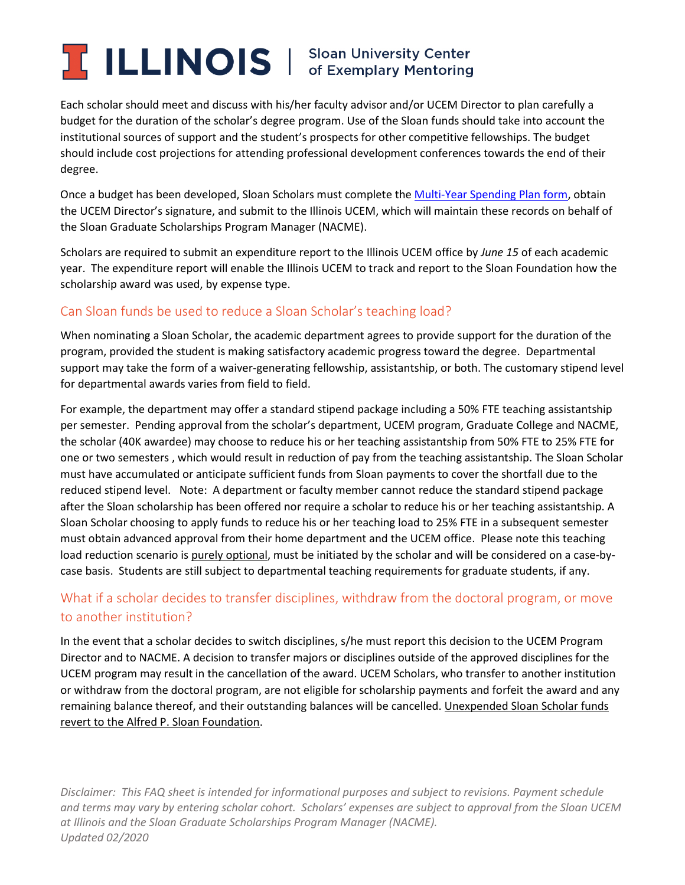Each scholar should meet and discuss with his/her faculty advisor and/or UCEM Director to plan carefully a budget for the duration of the scholar's degree program. Use of the Sloan funds should take into account the institutional sources of support and the student's prospects for other competitive fellowships. The budget should include cost projections for attending professional development conferences towards the end of their degree.

Once a budget has been developed, Sloan Scholars must complete the [Multi-Year Spending Plan form](), obtain the UCEM Director's signature, and submit to the Illinois UCEM, which will maintain these records on behalf of the Sloan Graduate Scholarships Program Manager (NACME).

Scholars are required to submit an expenditure report to the Illinois UCEM office by *June 15* of each academic year. The expenditure report will enable the Illinois UCEM to track and report to the Sloan Foundation how the scholarship award was used, by expense type.

## Can Sloan funds be used to reduce a Sloan Scholar's teaching load?

When nominating a Sloan Scholar, the academic department agrees to provide support for the duration of the program, provided the student is making satisfactory academic progress toward the degree. Departmental support may take the form of a waiver-generating fellowship, assistantship, or both. The customary stipend level for departmental awards varies from field to field.

For example, the department may offer a standard stipend package including a 50% FTE teaching assistantship per semester. Pending approval from the scholar's department, UCEM program, Graduate College and NACME, the scholar (40K awardee) may choose to reduce his or her teaching assistantship from 50% FTE to 25% FTE for one or two semesters , which would result in reduction of pay from the teaching assistantship. The Sloan Scholar must have accumulated or anticipate sufficient funds from Sloan payments to cover the shortfall due to the reduced stipend level. Note: A department or faculty member cannot reduce the standard stipend package after the Sloan scholarship has been offered nor require a scholar to reduce his or her teaching assistantship. A Sloan Scholar choosing to apply funds to reduce his or her teaching load to 25% FTE in a subsequent semester must obtain advanced approval from their home department and the UCEM office. Please note this teaching load reduction scenario is <u>purely optional</u>, must be initiated by the scholar and will be considered on a case-by-case basis. Students are still subject to departmental teaching requirements for graduate students, if any.

## What if a scholar decides to transfer disciplines, withdraw from the doctoral program, or move to another institution?

In the event that a scholar decides to switch disciplines, s/he must report this decision to the UCEM Program Director and to NACME. A decision to transfer majors or disciplines outside of the approved disciplines for the UCEM program may result in the cancellation of the award. UCEM Scholars, who transfer to another institution or withdraw from the doctoral program, are not eligible for scholarship payments and forfeit the award and any remaining balance thereof, and their outstanding balances will be cancelled. <u>Unexpended Sloan Scholar funds revert to the Alfred P. Sloan Foundation</u>.

*Disclaimer: This FAQ sheet is intended for informational purposes and subject to revisions. Payment schedule and terms may vary by entering scholar cohort. Scholars' expenses are subject to approval from the Sloan UCEM at Illinois and the Sloan Graduate Scholarships Program Manager (NACME).*
*Updated 02/2020*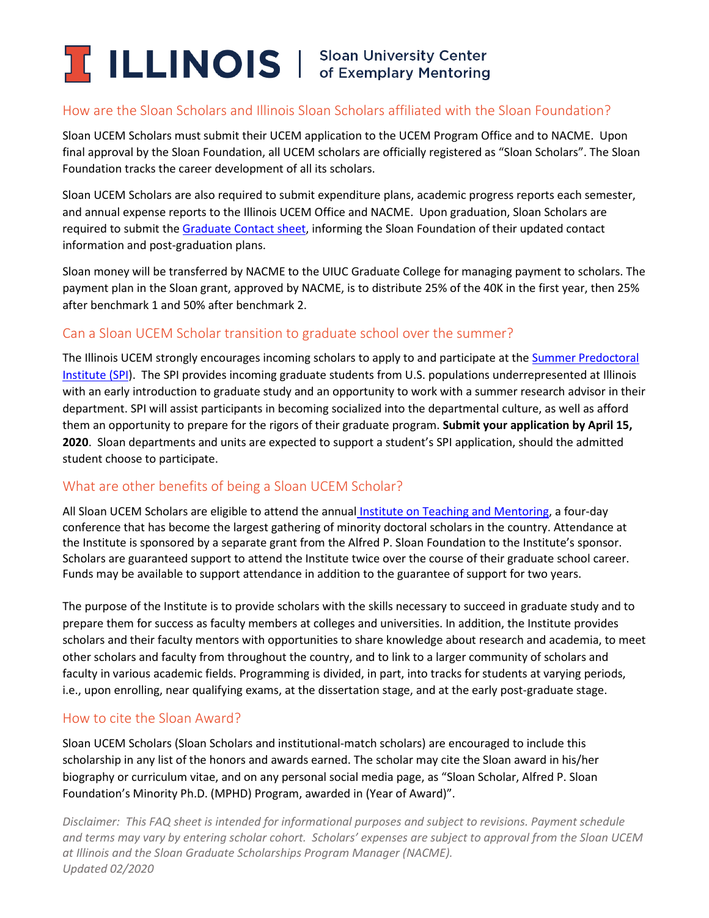# ILLINOIS | Sloan University Center of Exemplary Mentoring

## How are the Sloan Scholars and Illinois Sloan Scholars affiliated with the Sloan Foundation?

Sloan UCEM Scholars must submit their UCEM application to the UCEM Program Office and to NACME. Upon final approval by the Sloan Foundation, all UCEM scholars are officially registered as "Sloan Scholars". The Sloan Foundation tracks the career development of all its scholars.

Sloan UCEM Scholars are also required to submit expenditure plans, academic progress reports each semester, and annual expense reports to the Illinois UCEM Office and NACME. Upon graduation, Sloan Scholars are required to submit the Graduate Contact sheet, informing the Sloan Foundation of their updated contact information and post-graduation plans.

Sloan money will be transferred by NACME to the UIUC Graduate College for managing payment to scholars. The payment plan in the Sloan grant, approved by NACME, is to distribute 25% of the 40K in the first year, then 25% after benchmark 1 and 50% after benchmark 2.

## Can a Sloan UCEM Scholar transition to graduate school over the summer?

The Illinois UCEM strongly encourages incoming scholars to apply to and participate at the Summer Predoctoral Institute (SPI). The SPI provides incoming graduate students from U.S. populations underrepresented at Illinois with an early introduction to graduate study and an opportunity to work with a summer research advisor in their department. SPI will assist participants in becoming socialized into the departmental culture, as well as afford them an opportunity to prepare for the rigors of their graduate program. **Submit your application by April 15, 2020**. Sloan departments and units are expected to support a student's SPI application, should the admitted student choose to participate.

## What are other benefits of being a Sloan UCEM Scholar?

All Sloan UCEM Scholars are eligible to attend the annual Institute on Teaching and Mentoring, a four-day conference that has become the largest gathering of minority doctoral scholars in the country. Attendance at the Institute is sponsored by a separate grant from the Alfred P. Sloan Foundation to the Institute's sponsor. Scholars are guaranteed support to attend the Institute twice over the course of their graduate school career. Funds may be available to support attendance in addition to the guarantee of support for two years.

The purpose of the Institute is to provide scholars with the skills necessary to succeed in graduate study and to prepare them for success as faculty members at colleges and universities. In addition, the Institute provides scholars and their faculty mentors with opportunities to share knowledge about research and academia, to meet other scholars and faculty from throughout the country, and to link to a larger community of scholars and faculty in various academic fields. Programming is divided, in part, into tracks for students at varying periods, i.e., upon enrolling, near qualifying exams, at the dissertation stage, and at the early post-graduate stage.

## How to cite the Sloan Award?

Sloan UCEM Scholars (Sloan Scholars and institutional-match scholars) are encouraged to include this scholarship in any list of the honors and awards earned. The scholar may cite the Sloan award in his/her biography or curriculum vitae, and on any personal social media page, as "Sloan Scholar, Alfred P. Sloan Foundation's Minority Ph.D. (MPHD) Program, awarded in (Year of Award)".

*Disclaimer: This FAQ sheet is intended for informational purposes and subject to revisions. Payment schedule and terms may vary by entering scholar cohort. Scholars' expenses are subject to approval from the Sloan UCEM at Illinois and the Sloan Graduate Scholarships Program Manager (NACME).*
*Updated 02/2020*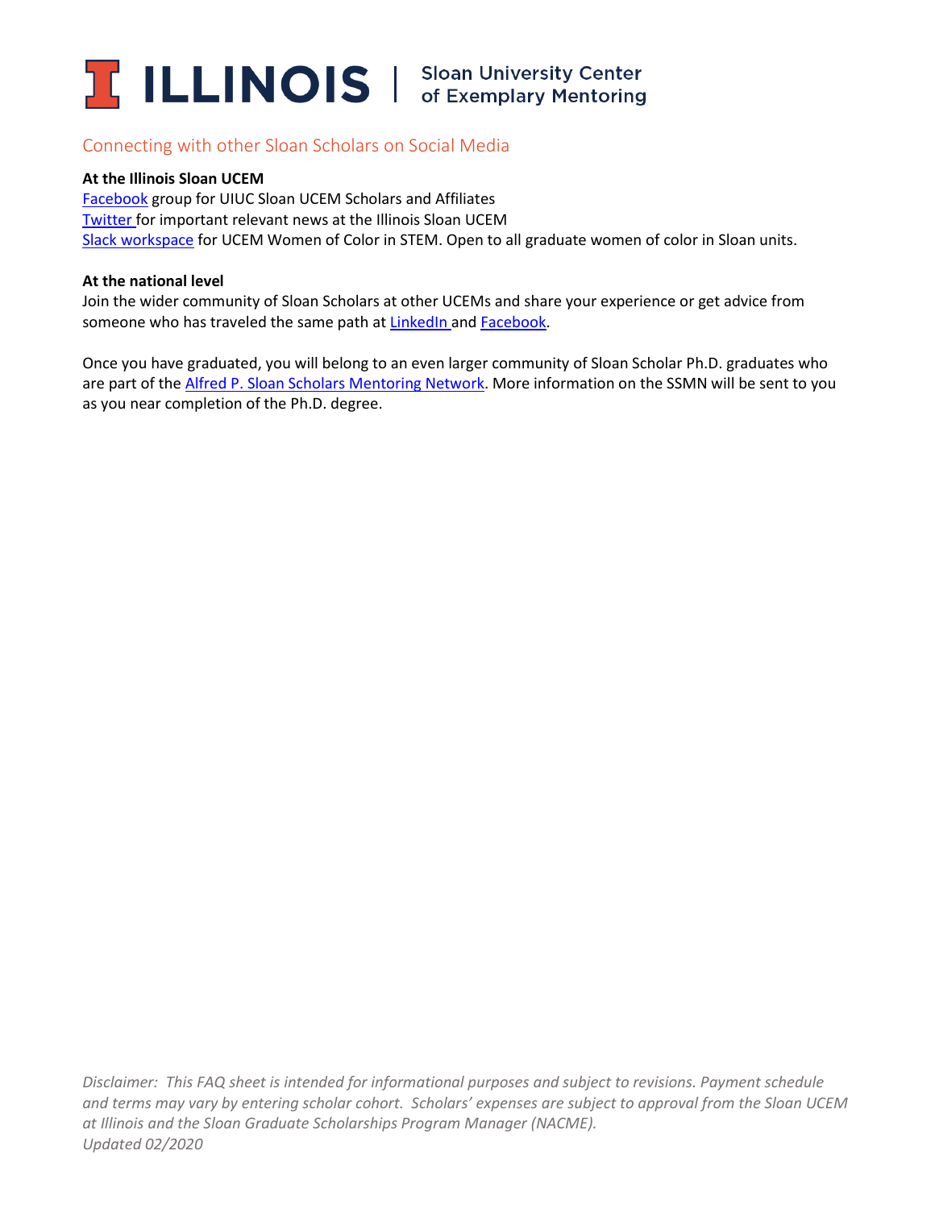## Connecting with other Sloan Scholars on Social Media

**At the Illinois Sloan UCEM**

Facebook group for UIUC Sloan UCEM Scholars and Affiliates
Twitter for important relevant news at the Illinois Sloan UCEM
Slack workspace for UCEM Women of Color in STEM. Open to all graduate women of color in Sloan units.

**At the national level**

Join the wider community of Sloan Scholars at other UCEMs and share your experience or get advice from someone who has traveled the same path at LinkedIn and Facebook.

Once you have graduated, you will belong to an even larger community of Sloan Scholar Ph.D. graduates who are part of the Alfred P. Sloan Scholars Mentoring Network. More information on the SSMN will be sent to you as you near completion of the Ph.D. degree.

*Disclaimer: This FAQ sheet is intended for informational purposes and subject to revisions. Payment schedule and terms may vary by entering scholar cohort. Scholars' expenses are subject to approval from the Sloan UCEM at Illinois and the Sloan Graduate Scholarships Program Manager (NACME).*
*Updated 02/2020*